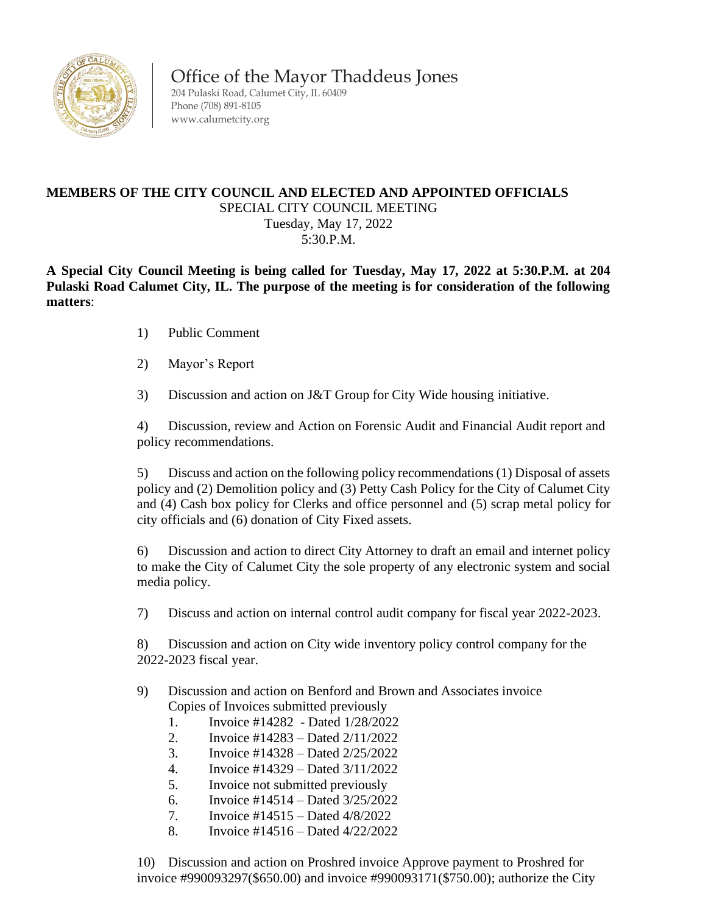# Office of the Mayor Thaddeus Jones

204 Pulaski Road, Calumet City, IL 60409
Phone (708) 891-8105
www.calumetcity.org

**MEMBERS OF THE CITY COUNCIL AND ELECTED AND APPOINTED OFFICIALS**
SPECIAL CITY COUNCIL MEETING
Tuesday, May 17, 2022
5:30.P.M.

**A Special City Council Meeting is being called for Tuesday, May 17, 2022 at 5:30.P.M. at 204 Pulaski Road Calumet City, IL. The purpose of the meeting is for consideration of the following matters**:

1) Public Comment

2) Mayor's Report

3) Discussion and action on J&T Group for City Wide housing initiative.

4) Discussion, review and Action on Forensic Audit and Financial Audit report and policy recommendations.

5) Discuss and action on the following policy recommendations (1) Disposal of assets policy and (2) Demolition policy and (3) Petty Cash Policy for the City of Calumet City and (4) Cash box policy for Clerks and office personnel and (5) scrap metal policy for city officials and (6) donation of City Fixed assets.

6) Discussion and action to direct City Attorney to draft an email and internet policy to make the City of Calumet City the sole property of any electronic system and social media policy.

7) Discuss and action on internal control audit company for fiscal year 2022-2023.

8) Discussion and action on City wide inventory policy control company for the 2022-2023 fiscal year.

9) Discussion and action on Benford and Brown and Associates invoice Copies of Invoices submitted previously
   1. Invoice #14282 - Dated 1/28/2022
   2. Invoice #14283 – Dated 2/11/2022
   3. Invoice #14328 – Dated 2/25/2022
   4. Invoice #14329 – Dated 3/11/2022
   5. Invoice not submitted previously
   6. Invoice #14514 – Dated 3/25/2022
   7. Invoice #14515 – Dated 4/8/2022
   8. Invoice #14516 – Dated 4/22/2022

10) Discussion and action on Proshred invoice Approve payment to Proshred for invoice #990093297($650.00) and invoice #990093171($750.00); authorize the City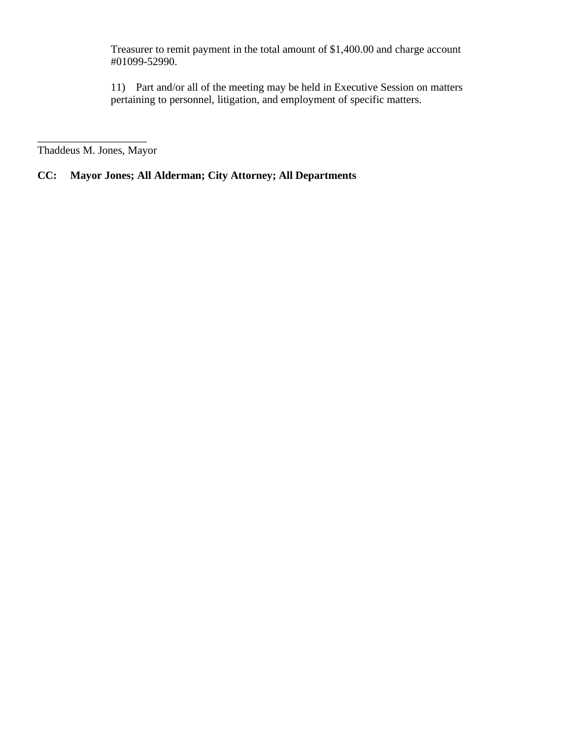Treasurer to remit payment in the total amount of $1,400.00 and charge account #01099-52990.

11) Part and/or all of the meeting may be held in Executive Session on matters pertaining to personnel, litigation, and employment of specific matters.

____________________
Thaddeus M. Jones, Mayor

**CC: Mayor Jones; All Alderman; City Attorney; All Departments**